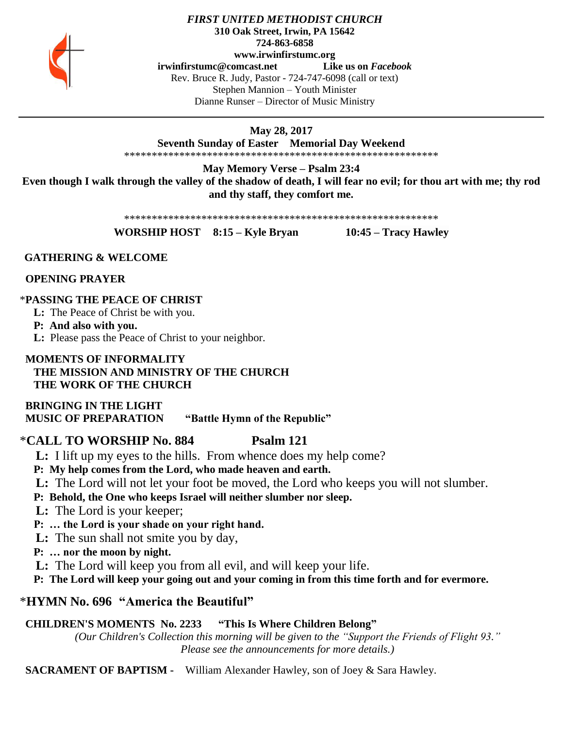***FIRST UNITED METHODIST CHURCH***
**310 Oak Street, Irwin, PA 15642**
**724-863-6858**
**www.irwinfirstumc.org**
**irwinfirstumc@comcast.net** **Like us on *Facebook***
Rev. Bruce R. Judy, Pastor - 724-747-6098 (call or text)
Stephen Mannion – Youth Minister
Dianne Runser – Director of Music Ministry

---

**May 28, 2017**
**Seventh Sunday of Easter Memorial Day Weekend**
*********************************************************

**May Memory Verse – Psalm 23:4**
**Even though I walk through the valley of the shadow of death, I will fear no evil; for thou art with me; thy rod and thy staff, they comfort me.**

*********************************************************

**WORSHIP HOST 8:15 – Kyle Bryan 10:45 – Tracy Hawley**

**GATHERING & WELCOME**

**OPENING PRAYER**

***PASSING THE PEACE OF CHRIST**
**L:** The Peace of Christ be with you.
**P: And also with you.**
**L:** Please pass the Peace of Christ to your neighbor.

**MOMENTS OF INFORMALITY**
**THE MISSION AND MINISTRY OF THE CHURCH**
**THE WORK OF THE CHURCH**

**BRINGING IN THE LIGHT**
**MUSIC OF PREPARATION "Battle Hymn of the Republic"**

***CALL TO WORSHIP No. 884 Psalm 121**
**L:** I lift up my eyes to the hills. From whence does my help come?
**P: My help comes from the Lord, who made heaven and earth.**
**L:** The Lord will not let your foot be moved, the Lord who keeps you will not slumber.
**P: Behold, the One who keeps Israel will neither slumber nor sleep.**
**L:** The Lord is your keeper;
**P: … the Lord is your shade on your right hand.**
**L:** The sun shall not smite you by day,
**P: … nor the moon by night.**
**L:** The Lord will keep you from all evil, and will keep your life.
**P: The Lord will keep your going out and your coming in from this time forth and for evermore.**

***HYMN No. 696 "America the Beautiful"**

**CHILDREN'S MOMENTS No. 2233 "This Is Where Children Belong"**
*(Our Children's Collection this morning will be given to the "Support the Friends of Flight 93." Please see the announcements for more details.)*

**SACRAMENT OF BAPTISM -** William Alexander Hawley, son of Joey & Sara Hawley.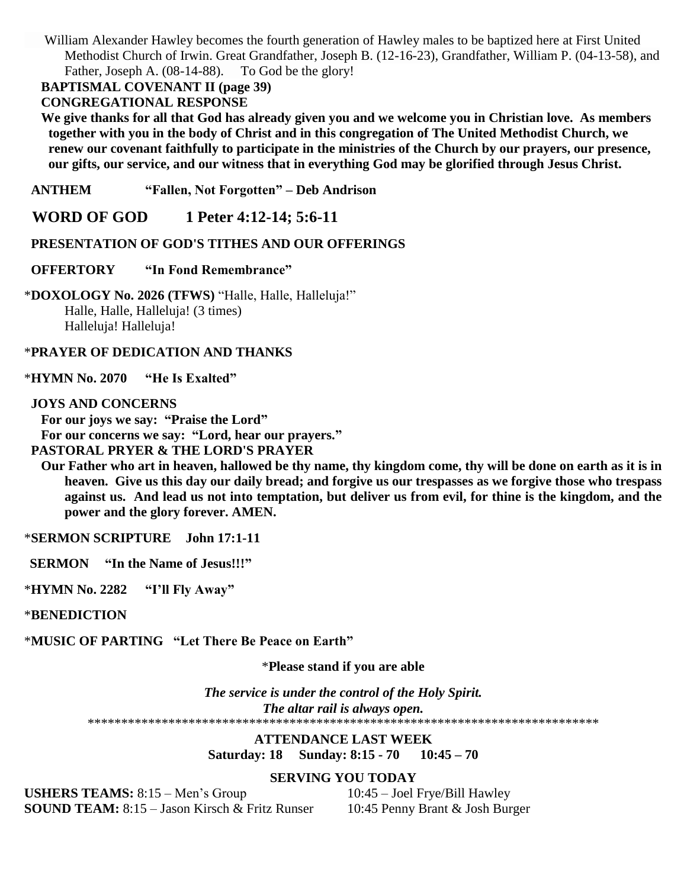William Alexander Hawley becomes the fourth generation of Hawley males to be baptized here at First United Methodist Church of Irwin. Great Grandfather, Joseph B. (12-16-23), Grandfather, William P. (04-13-58), and Father, Joseph A. (08-14-88). To God be the glory!

**BAPTISMAL COVENANT II (page 39)**

**CONGREGATIONAL RESPONSE**

**We give thanks for all that God has already given you and we welcome you in Christian love. As members together with you in the body of Christ and in this congregation of The United Methodist Church, we renew our covenant faithfully to participate in the ministries of the Church by our prayers, our presence, our gifts, our service, and our witness that in everything God may be glorified through Jesus Christ.**

**ANTHEM "Fallen, Not Forgotten" – Deb Andrison**

## WORD OF GOD 1 Peter 4:12-14; 5:6-11

**PRESENTATION OF GOD'S TITHES AND OUR OFFERINGS**

**OFFERTORY "In Fond Remembrance"**

*__DOXOLOGY No. 2026 (TFWS)__ "Halle, Halle, Halleluja!"
Halle, Halle, Halleluja! (3 times)
Halleluja! Halleluja!

***PRAYER OF DEDICATION AND THANKS**

***HYMN No. 2070 "He Is Exalted"**

**JOYS AND CONCERNS**

**For our joys we say: "Praise the Lord"**
**For our concerns we say: "Lord, hear our prayers."**

**PASTORAL PRYER & THE LORD'S PRAYER**

**Our Father who art in heaven, hallowed be thy name, thy kingdom come, thy will be done on earth as it is in heaven. Give us this day our daily bread; and forgive us our trespasses as we forgive those who trespass against us. And lead us not into temptation, but deliver us from evil, for thine is the kingdom, and the power and the glory forever. AMEN.**

***SERMON SCRIPTURE John 17:1-11**

**SERMON "In the Name of Jesus!!!"**

***HYMN No. 2282 "I'll Fly Away"**

***BENEDICTION**

***MUSIC OF PARTING "Let There Be Peace on Earth"**

*__Please stand if you are able__

***The service is under the control of the Holy Spirit.***
***The altar rail is always open.***

******************************************************************************

**ATTENDANCE LAST WEEK**
**Saturday: 18 Sunday: 8:15 - 70 10:45 – 70**

**SERVING YOU TODAY**

**USHERS TEAMS:** 8:15 – Men's Group 10:45 – Joel Frye/Bill Hawley
**SOUND TEAM:** 8:15 – Jason Kirsch & Fritz Runser 10:45 Penny Brant & Josh Burger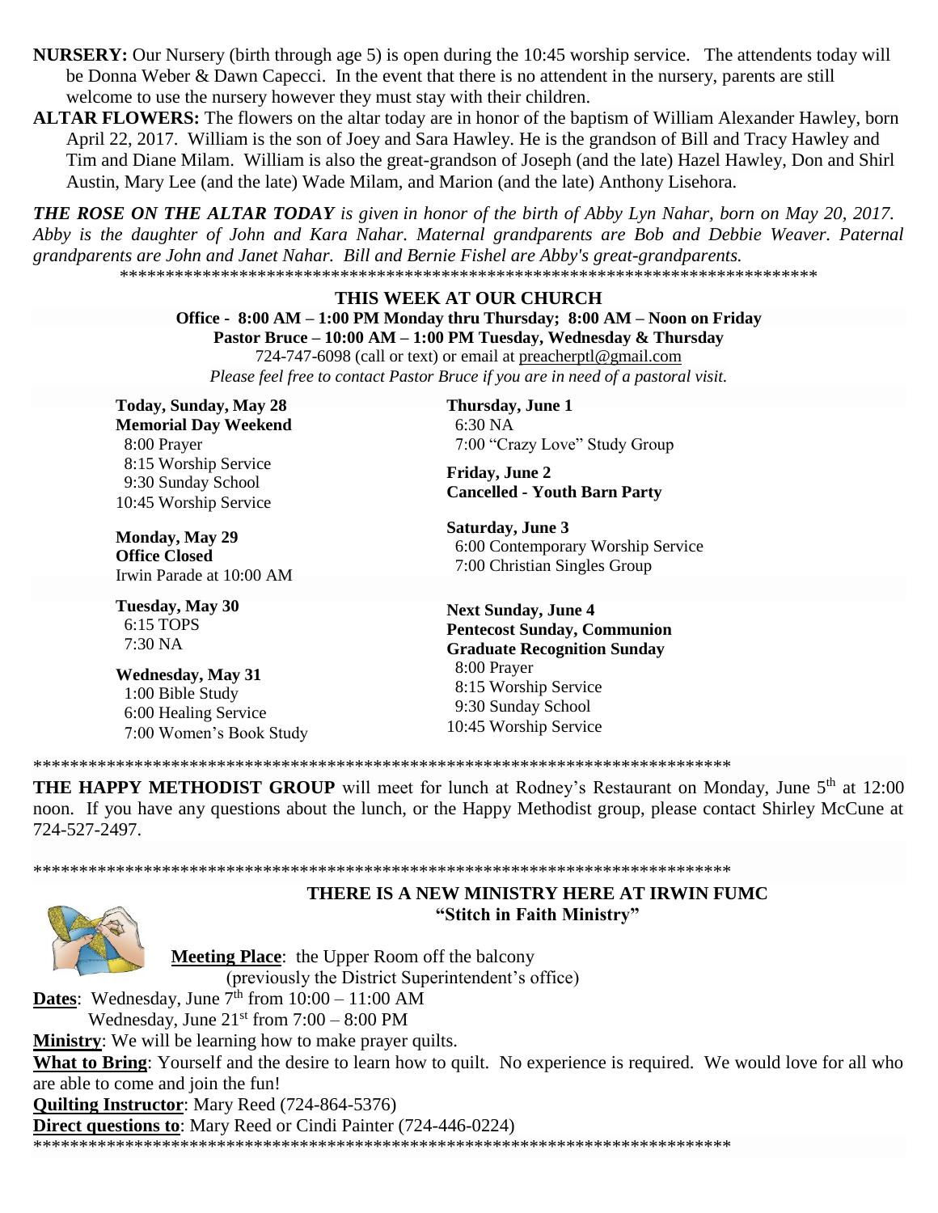**NURSERY:** Our Nursery (birth through age 5) is open during the 10:45 worship service. The attendents today will be Donna Weber & Dawn Capecci. In the event that there is no attendent in the nursery, parents are still welcome to use the nursery however they must stay with their children.

**ALTAR FLOWERS:** The flowers on the altar today are in honor of the baptism of William Alexander Hawley, born April 22, 2017. William is the son of Joey and Sara Hawley. He is the grandson of Bill and Tracy Hawley and Tim and Diane Milam. William is also the great-grandson of Joseph (and the late) Hazel Hawley, Don and Shirl Austin, Mary Lee (and the late) Wade Milam, and Marion (and the late) Anthony Lisehora.

***THE ROSE ON THE ALTAR TODAY** is given in honor of the birth of Abby Lyn Nahar, born on May 20, 2017. Abby is the daughter of John and Kara Nahar. Maternal grandparents are Bob and Debbie Weaver. Paternal grandparents are John and Janet Nahar. Bill and Bernie Fishel are Abby's great-grandparents.*

******************************************************************************

## THIS WEEK AT OUR CHURCH

**Office - 8:00 AM – 1:00 PM Monday thru Thursday; 8:00 AM – Noon on Friday**
**Pastor Bruce – 10:00 AM – 1:00 PM Tuesday, Wednesday & Thursday**
724-747-6098 (call or text) or email at preacherptl@gmail.com
*Please feel free to contact Pastor Bruce if you are in need of a pastoral visit.*

**Today, Sunday, May 28**
**Memorial Day Weekend**
8:00 Prayer
8:15 Worship Service
9:30 Sunday School
10:45 Worship Service

**Monday, May 29**
**Office Closed**
Irwin Parade at 10:00 AM

**Tuesday, May 30**
6:15 TOPS
7:30 NA

**Wednesday, May 31**
1:00 Bible Study
6:00 Healing Service
7:00 Women's Book Study

**Thursday, June 1**
6:30 NA
7:00 "Crazy Love" Study Group

**Friday, June 2**
**Cancelled - Youth Barn Party**

**Saturday, June 3**
6:00 Contemporary Worship Service
7:00 Christian Singles Group

**Next Sunday, June 4**
**Pentecost Sunday, Communion**
**Graduate Recognition Sunday**
8:00 Prayer
8:15 Worship Service
9:30 Sunday School
10:45 Worship Service

******************************************************************************

**THE HAPPY METHODIST GROUP** will meet for lunch at Rodney's Restaurant on Monday, June 5th at 12:00 noon. If you have any questions about the lunch, or the Happy Methodist group, please contact Shirley McCune at 724-527-2497.

******************************************************************************

## THERE IS A NEW MINISTRY HERE AT IRWIN FUMC
## "Stitch in Faith Ministry"

**Meeting Place**: the Upper Room off the balcony
(previously the District Superintendent's office)

**Dates**: Wednesday, June 7th from 10:00 – 11:00 AM
Wednesday, June 21st from 7:00 – 8:00 PM

**Ministry**: We will be learning how to make prayer quilts.

**What to Bring**: Yourself and the desire to learn how to quilt. No experience is required. We would love for all who are able to come and join the fun!

**Quilting Instructor**: Mary Reed (724-864-5376)

**Direct questions to**: Mary Reed or Cindi Painter (724-446-0224)

******************************************************************************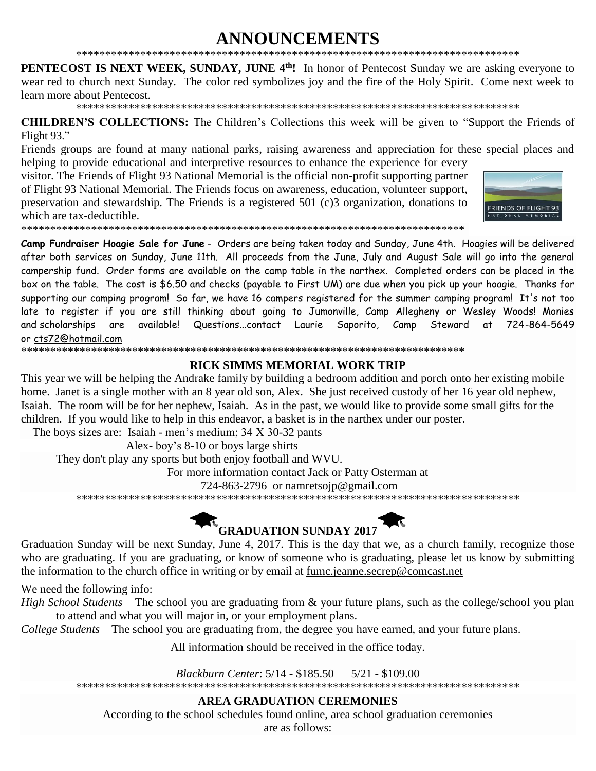# ANNOUNCEMENTS

\*\*\*\*\*\*\*\*\*\*\*\*\*\*\*\*\*\*\*\*\*\*\*\*\*\*\*\*\*\*\*\*\*\*\*\*\*\*\*\*\*\*\*\*\*\*\*\*\*\*\*\*\*\*\*\*\*\*\*\*\*\*\*\*\*\*\*\*\*\*\*\*\*\*\*\*\*\*

**PENTECOST IS NEXT WEEK, SUNDAY, JUNE 4th!** In honor of Pentecost Sunday we are asking everyone to wear red to church next Sunday. The color red symbolizes joy and the fire of the Holy Spirit. Come next week to learn more about Pentecost.

\*\*\*\*\*\*\*\*\*\*\*\*\*\*\*\*\*\*\*\*\*\*\*\*\*\*\*\*\*\*\*\*\*\*\*\*\*\*\*\*\*\*\*\*\*\*\*\*\*\*\*\*\*\*\*\*\*\*\*\*\*\*\*\*\*\*\*\*\*\*\*\*\*\*\*\*\*\*

**CHILDREN'S COLLECTIONS:** The Children's Collections this week will be given to "Support the Friends of Flight 93."

Friends groups are found at many national parks, raising awareness and appreciation for these special places and helping to provide educational and interpretive resources to enhance the experience for every visitor. The Friends of Flight 93 National Memorial is the official non-profit supporting partner of Flight 93 National Memorial. The Friends focus on awareness, education, volunteer support, preservation and stewardship. The Friends is a registered 501 (c)3 organization, donations to which are tax-deductible.

FRIENDS OF FLIGHT 93
NATIONAL MEMORIAL

\*\*\*\*\*\*\*\*\*\*\*\*\*\*\*\*\*\*\*\*\*\*\*\*\*\*\*\*\*\*\*\*\*\*\*\*\*\*\*\*\*\*\*\*\*\*\*\*\*\*\*\*\*\*\*\*\*\*\*\*\*\*\*\*\*\*\*\*\*\*\*\*\*\*\*\*\*\*

**Camp Fundraiser Hoagie Sale for June** - Orders are being taken today and Sunday, June 4th. Hoagies will be delivered after both services on Sunday, June 11th. All proceeds from the June, July and August Sale will go into the general campership fund. Order forms are available on the camp table in the narthex. Completed orders can be placed in the box on the table. The cost is $6.50 and checks (payable to First UM) are due when you pick up your hoagie. Thanks for supporting our camping program! So far, we have 16 campers registered for the summer camping program! It's not too late to register if you are still thinking about going to Jumonville, Camp Allegheny or Wesley Woods! Monies and scholarships are available! Questions...contact Laurie Saporito, Camp Steward at 724-864-5649 or cts72@hotmail.com

\*\*\*\*\*\*\*\*\*\*\*\*\*\*\*\*\*\*\*\*\*\*\*\*\*\*\*\*\*\*\*\*\*\*\*\*\*\*\*\*\*\*\*\*\*\*\*\*\*\*\*\*\*\*\*\*\*\*\*\*\*\*\*\*\*\*\*\*\*\*\*\*\*\*\*\*\*\*

## RICK SIMMS MEMORIAL WORK TRIP

This year we will be helping the Andrake family by building a bedroom addition and porch onto her existing mobile home. Janet is a single mother with an 8 year old son, Alex. She just received custody of her 16 year old nephew, Isaiah. The room will be for her nephew, Isaiah. As in the past, we would like to provide some small gifts for the children. If you would like to help in this endeavor, a basket is in the narthex under our poster.

The boys sizes are: Isaiah - men's medium; 34 X 30-32 pants

Alex- boy's 8-10 or boys large shirts

They don't play any sports but both enjoy football and WVU.

For more information contact Jack or Patty Osterman at
724-863-2796 or namretsojp@gmail.com

\*\*\*\*\*\*\*\*\*\*\*\*\*\*\*\*\*\*\*\*\*\*\*\*\*\*\*\*\*\*\*\*\*\*\*\*\*\*\*\*\*\*\*\*\*\*\*\*\*\*\*\*\*\*\*\*\*\*\*\*\*\*\*\*\*\*\*\*\*\*\*\*\*\*\*\*\*\*

## GRADUATION SUNDAY 2017

Graduation Sunday will be next Sunday, June 4, 2017. This is the day that we, as a church family, recognize those who are graduating. If you are graduating, or know of someone who is graduating, please let us know by submitting the information to the church office in writing or by email at fumc.jeanne.secrep@comcast.net

We need the following info:

*High School Students* – The school you are graduating from & your future plans, such as the college/school you plan to attend and what you will major in, or your employment plans.

*College Students* – The school you are graduating from, the degree you have earned, and your future plans.

All information should be received in the office today.

*Blackburn Center*: 5/14 - $185.50 5/21 - $109.00

\*\*\*\*\*\*\*\*\*\*\*\*\*\*\*\*\*\*\*\*\*\*\*\*\*\*\*\*\*\*\*\*\*\*\*\*\*\*\*\*\*\*\*\*\*\*\*\*\*\*\*\*\*\*\*\*\*\*\*\*\*\*\*\*\*\*\*\*\*\*\*\*\*\*\*\*\*\*

## AREA GRADUATION CEREMONIES

According to the school schedules found online, area school graduation ceremonies are as follows: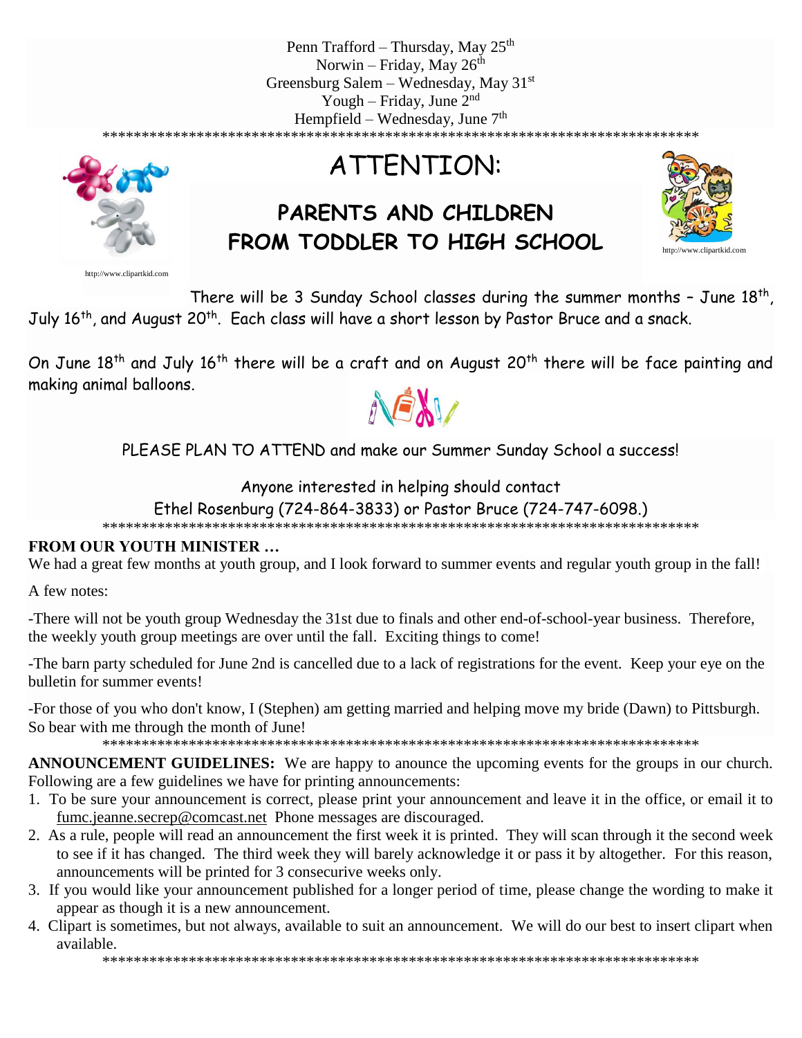Penn Trafford – Thursday, May 25th
Norwin – Friday, May 26th
Greensburg Salem – Wednesday, May 31st
Yough – Friday, June 2nd
Hempfield – Wednesday, June 7th

*****************************************************************************

# ATTENTION:

## PARENTS AND CHILDREN FROM TODDLER TO HIGH SCHOOL

http://www.clipartkid.com

http://www.clipartkid.com

There will be 3 Sunday School classes during the summer months – June 18th, July 16th, and August 20th. Each class will have a short lesson by Pastor Bruce and a snack.

On June 18th and July 16th there will be a craft and on August 20th there will be face painting and making animal balloons.

PLEASE PLAN TO ATTEND and make our Summer Sunday School a success!

Anyone interested in helping should contact
Ethel Rosenburg (724-864-3833) or Pastor Bruce (724-747-6098.)

*****************************************************************************

**FROM OUR YOUTH MINISTER …**

We had a great few months at youth group, and I look forward to summer events and regular youth group in the fall!

A few notes:

-There will not be youth group Wednesday the 31st due to finals and other end-of-school-year business. Therefore, the weekly youth group meetings are over until the fall. Exciting things to come!

-The barn party scheduled for June 2nd is cancelled due to a lack of registrations for the event. Keep your eye on the bulletin for summer events!

-For those of you who don't know, I (Stephen) am getting married and helping move my bride (Dawn) to Pittsburgh. So bear with me through the month of June!

*****************************************************************************

**ANNOUNCEMENT GUIDELINES:** We are happy to anounce the upcoming events for the groups in our church. Following are a few guidelines we have for printing announcements:

1. To be sure your announcement is correct, please print your announcement and leave it in the office, or email it to fumc.jeanne.secrep@comcast.net Phone messages are discouraged.
2. As a rule, people will read an announcement the first week it is printed. They will scan through it the second week to see if it has changed. The third week they will barely acknowledge it or pass it by altogether. For this reason, announcements will be printed for 3 consecurive weeks only.
3. If you would like your announcement published for a longer period of time, please change the wording to make it appear as though it is a new announcement.
4. Clipart is sometimes, but not always, available to suit an announcement. We will do our best to insert clipart when available.

*****************************************************************************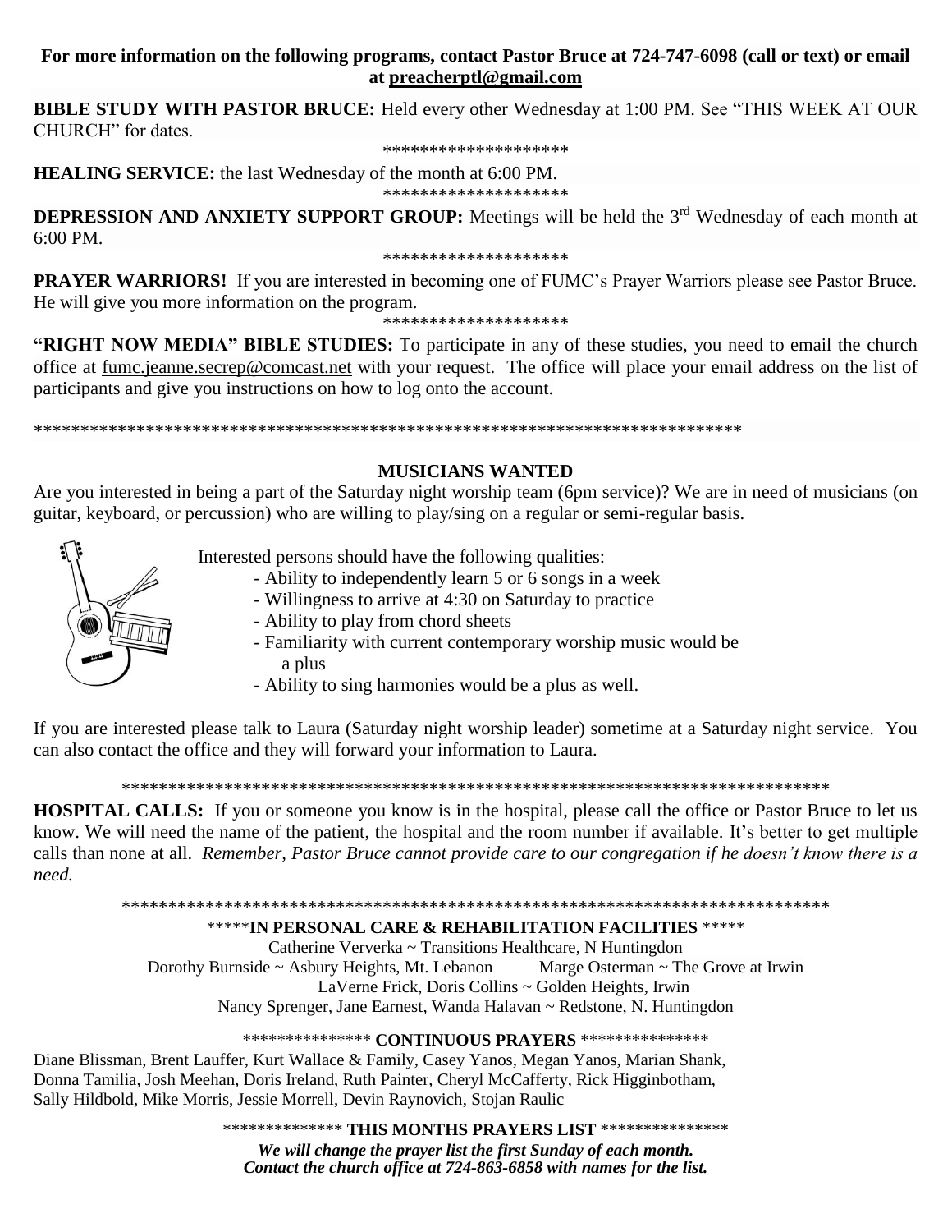**For more information on the following programs, contact Pastor Bruce at 724-747-6098 (call or text) or email at preacherptl@gmail.com**

**BIBLE STUDY WITH PASTOR BRUCE:** Held every other Wednesday at 1:00 PM. See "THIS WEEK AT OUR CHURCH" for dates.

********************

**HEALING SERVICE:** the last Wednesday of the month at 6:00 PM.

********************

**DEPRESSION AND ANXIETY SUPPORT GROUP:** Meetings will be held the 3rd Wednesday of each month at 6:00 PM.

********************

**PRAYER WARRIORS!** If you are interested in becoming one of FUMC's Prayer Warriors please see Pastor Bruce. He will give you more information on the program.

********************

**"RIGHT NOW MEDIA" BIBLE STUDIES:** To participate in any of these studies, you need to email the church office at fumc.jeanne.secrep@comcast.net with your request. The office will place your email address on the list of participants and give you instructions on how to log onto the account.

******************************************************************************

## MUSICIANS WANTED

Are you interested in being a part of the Saturday night worship team (6pm service)? We are in need of musicians (on guitar, keyboard, or percussion) who are willing to play/sing on a regular or semi-regular basis.

Interested persons should have the following qualities:

- Ability to independently learn 5 or 6 songs in a week
- Willingness to arrive at 4:30 on Saturday to practice
- Ability to play from chord sheets
- Familiarity with current contemporary worship music would be a plus
- Ability to sing harmonies would be a plus as well.

If you are interested please talk to Laura (Saturday night worship leader) sometime at a Saturday night service. You can also contact the office and they will forward your information to Laura.

******************************************************************************

**HOSPITAL CALLS:** If you or someone you know is in the hospital, please call the office or Pastor Bruce to let us know. We will need the name of the patient, the hospital and the room number if available. It's better to get multiple calls than none at all. *Remember, Pastor Bruce cannot provide care to our congregation if he doesn't know there is a need.*

******************************************************************************

***** **IN PERSONAL CARE & REHABILITATION FACILITIES** *****

Catherine Ververka ~ Transitions Healthcare, N Huntingdon
Dorothy Burnside ~ Asbury Heights, Mt. Lebanon    Marge Osterman ~ The Grove at Irwin
LaVerne Frick, Doris Collins ~ Golden Heights, Irwin
Nancy Sprenger, Jane Earnest, Wanda Halavan ~ Redstone, N. Huntingdon

*************** **CONTINUOUS PRAYERS** ***************

Diane Blissman, Brent Lauffer, Kurt Wallace & Family, Casey Yanos, Megan Yanos, Marian Shank, Donna Tamilia, Josh Meehan, Doris Ireland, Ruth Painter, Cheryl McCafferty, Rick Higginbotham, Sally Hildbold, Mike Morris, Jessie Morrell, Devin Raynovich, Stojan Raulic

************** **THIS MONTHS PRAYERS LIST** ***************

***We will change the prayer list the first Sunday of each month.***
***Contact the church office at 724-863-6858 with names for the list.***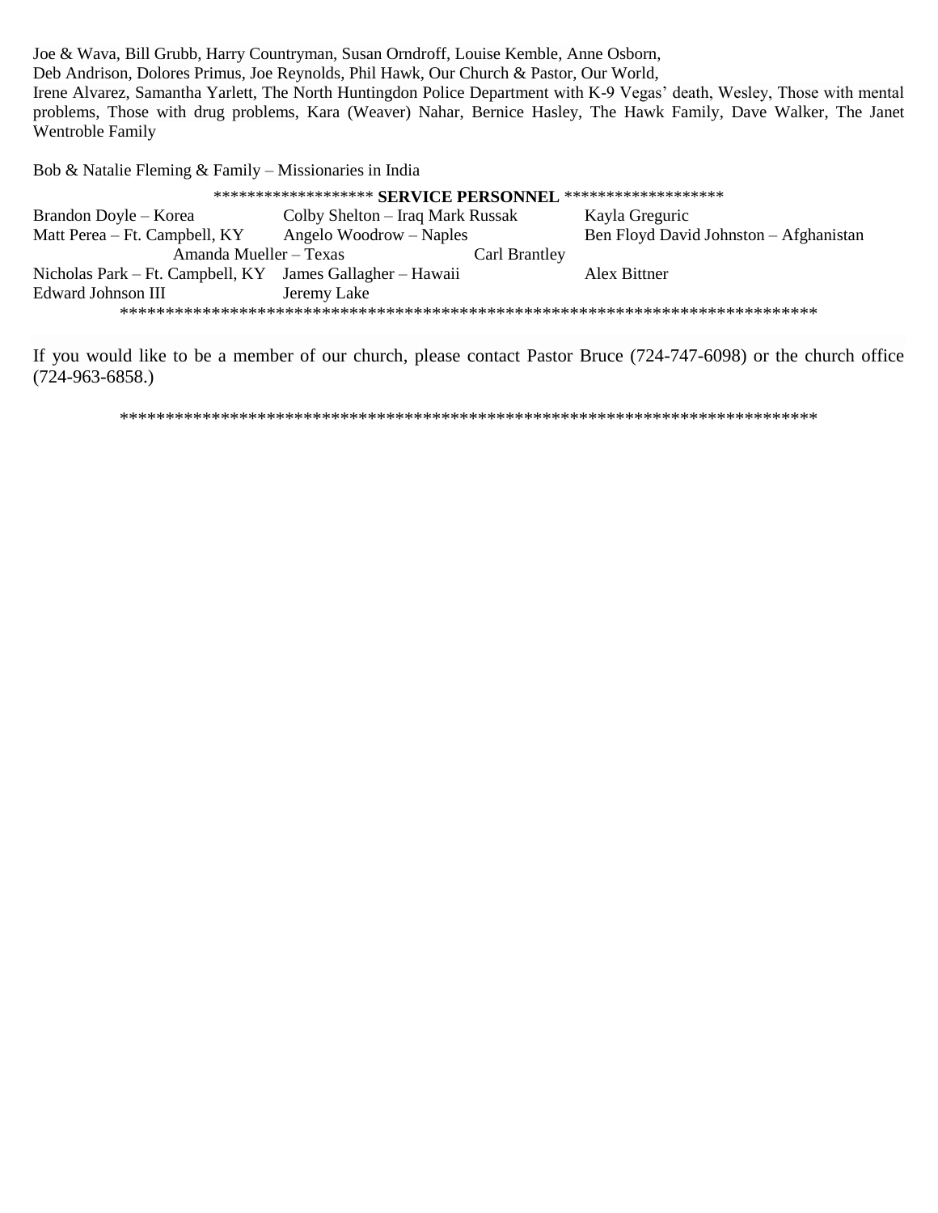Joe & Wava, Bill Grubb, Harry Countryman, Susan Orndroff, Louise Kemble, Anne Osborn,
Deb Andrison, Dolores Primus, Joe Reynolds, Phil Hawk, Our Church & Pastor, Our World,
Irene Alvarez, Samantha Yarlett, The North Huntingdon Police Department with K-9 Vegas' death, Wesley, Those with mental problems, Those with drug problems, Kara (Weaver) Nahar, Bernice Hasley, The Hawk Family, Dave Walker, The Janet Wentroble Family

Bob & Natalie Fleming & Family – Missionaries in India

******************* **SERVICE PERSONNEL** *******************

| | | |
|---|---|---|
| Brandon Doyle – Korea | Colby Shelton – Iraq Mark Russak | Kayla Greguric |
| Matt Perea – Ft. Campbell, KY | Angelo Woodrow – Naples | Ben Floyd David Johnston – Afghanistan |
| Amanda Mueller – Texas | Carl Brantley | |
| Nicholas Park – Ft. Campbell, KY | James Gallagher – Hawaii | Alex Bittner |
| Edward Johnson III | Jeremy Lake | |

*******************************************************************************

If you would like to be a member of our church, please contact Pastor Bruce (724-747-6098) or the church office (724-963-6858.)

*******************************************************************************